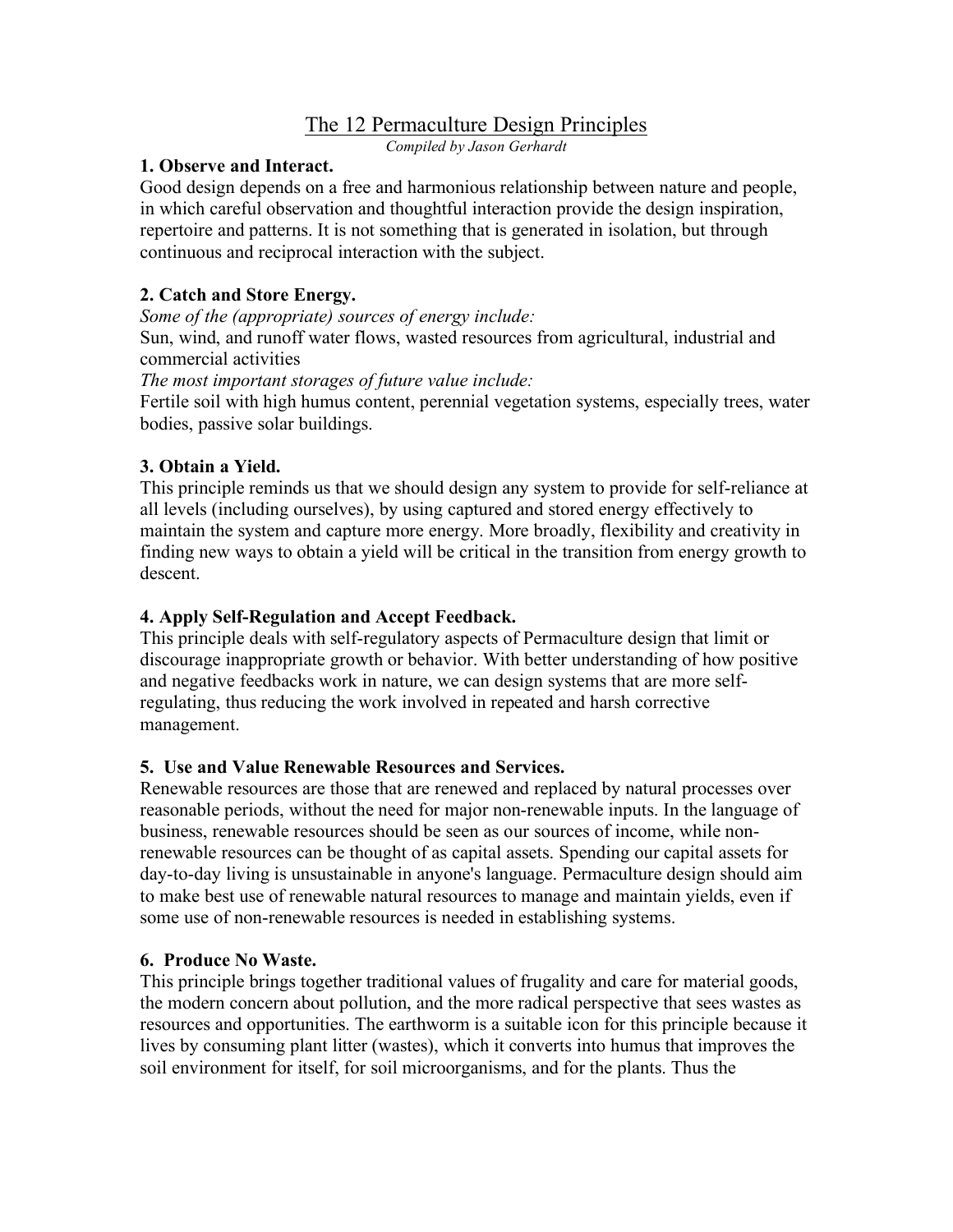# The 12 Permaculture Design Principles

*Compiled by Jason Gerhardt*

## 1. Observe and Interact.

Good design depends on a free and harmonious relationship between nature and people, in which careful observation and thoughtful interaction provide the design inspiration, repertoire and patterns. It is not something that is generated in isolation, but through continuous and reciprocal interaction with the subject.

## 2. Catch and Store Energy.

*Some of the (appropriate) sources of energy include:*

Sun, wind, and runoff water flows, wasted resources from agricultural, industrial and commercial activities

*The most important storages of future value include:*

Fertile soil with high humus content, perennial vegetation systems, especially trees, water bodies, passive solar buildings.

## 3. Obtain a Yield.

This principle reminds us that we should design any system to provide for self-reliance at all levels (including ourselves), by using captured and stored energy effectively to maintain the system and capture more energy. More broadly, flexibility and creativity in finding new ways to obtain a yield will be critical in the transition from energy growth to descent.

## 4. Apply Self-Regulation and Accept Feedback.

This principle deals with self-regulatory aspects of Permaculture design that limit or discourage inappropriate growth or behavior. With better understanding of how positive and negative feedbacks work in nature, we can design systems that are more self-regulating, thus reducing the work involved in repeated and harsh corrective management.

## 5. Use and Value Renewable Resources and Services.

Renewable resources are those that are renewed and replaced by natural processes over reasonable periods, without the need for major non-renewable inputs. In the language of business, renewable resources should be seen as our sources of income, while non-renewable resources can be thought of as capital assets. Spending our capital assets for day-to-day living is unsustainable in anyone's language. Permaculture design should aim to make best use of renewable natural resources to manage and maintain yields, even if some use of non-renewable resources is needed in establishing systems.

## 6. Produce No Waste.

This principle brings together traditional values of frugality and care for material goods, the modern concern about pollution, and the more radical perspective that sees wastes as resources and opportunities. The earthworm is a suitable icon for this principle because it lives by consuming plant litter (wastes), which it converts into humus that improves the soil environment for itself, for soil microorganisms, and for the plants. Thus the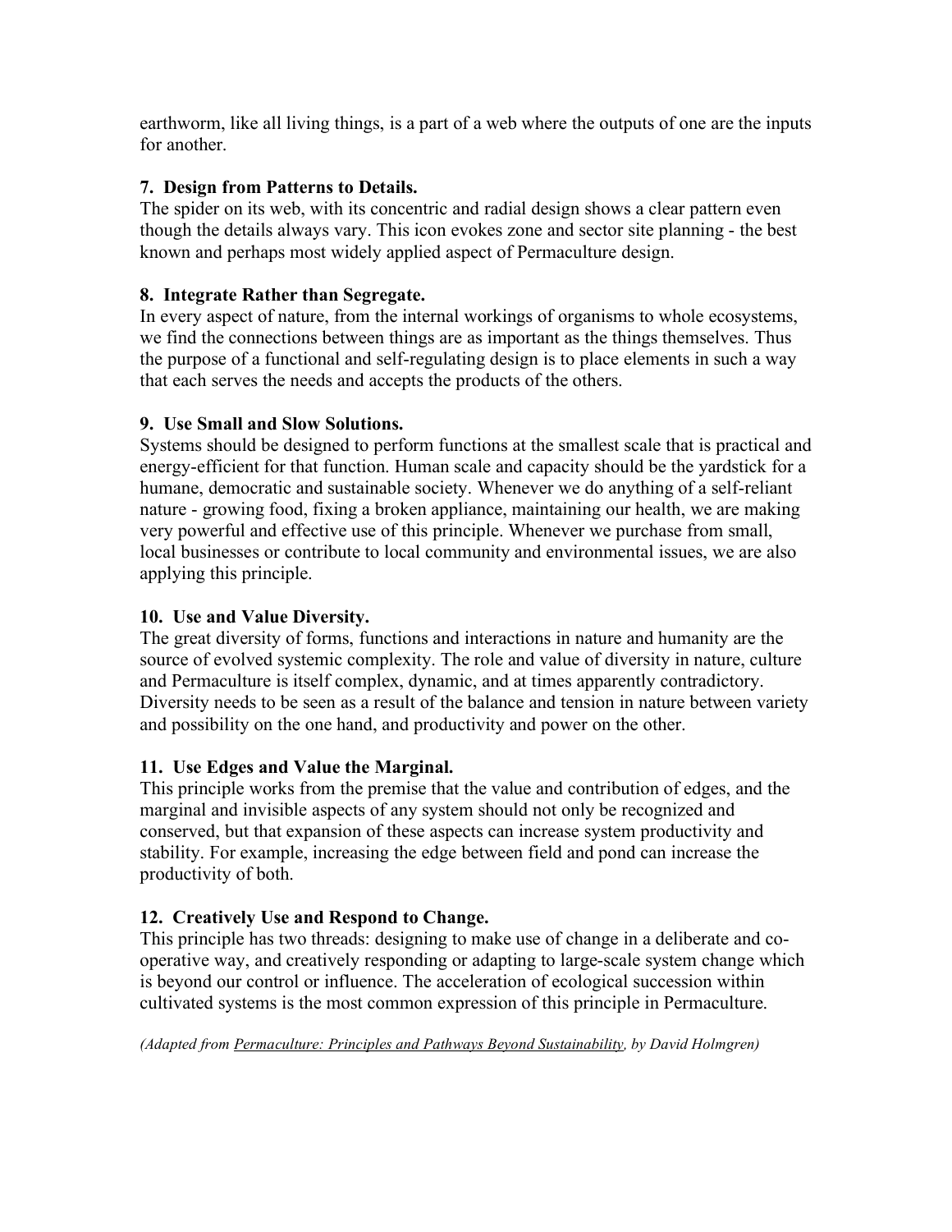earthworm, like all living things, is a part of a web where the outputs of one are the inputs for another.

**7. Design from Patterns to Details.**
The spider on its web, with its concentric and radial design shows a clear pattern even though the details always vary. This icon evokes zone and sector site planning - the best known and perhaps most widely applied aspect of Permaculture design.

**8. Integrate Rather than Segregate.**
In every aspect of nature, from the internal workings of organisms to whole ecosystems, we find the connections between things are as important as the things themselves. Thus the purpose of a functional and self-regulating design is to place elements in such a way that each serves the needs and accepts the products of the others.

**9. Use Small and Slow Solutions.**
Systems should be designed to perform functions at the smallest scale that is practical and energy-efficient for that function. Human scale and capacity should be the yardstick for a humane, democratic and sustainable society. Whenever we do anything of a self-reliant nature - growing food, fixing a broken appliance, maintaining our health, we are making very powerful and effective use of this principle. Whenever we purchase from small, local businesses or contribute to local community and environmental issues, we are also applying this principle.

**10. Use and Value Diversity.**
The great diversity of forms, functions and interactions in nature and humanity are the source of evolved systemic complexity. The role and value of diversity in nature, culture and Permaculture is itself complex, dynamic, and at times apparently contradictory. Diversity needs to be seen as a result of the balance and tension in nature between variety and possibility on the one hand, and productivity and power on the other.

**11. Use Edges and Value the Marginal.**
This principle works from the premise that the value and contribution of edges, and the marginal and invisible aspects of any system should not only be recognized and conserved, but that expansion of these aspects can increase system productivity and stability. For example, increasing the edge between field and pond can increase the productivity of both.

**12. Creatively Use and Respond to Change.**
This principle has two threads: designing to make use of change in a deliberate and co-operative way, and creatively responding or adapting to large-scale system change which is beyond our control or influence. The acceleration of ecological succession within cultivated systems is the most common expression of this principle in Permaculture.

*(Adapted from Permaculture: Principles and Pathways Beyond Sustainability, by David Holmgren)*